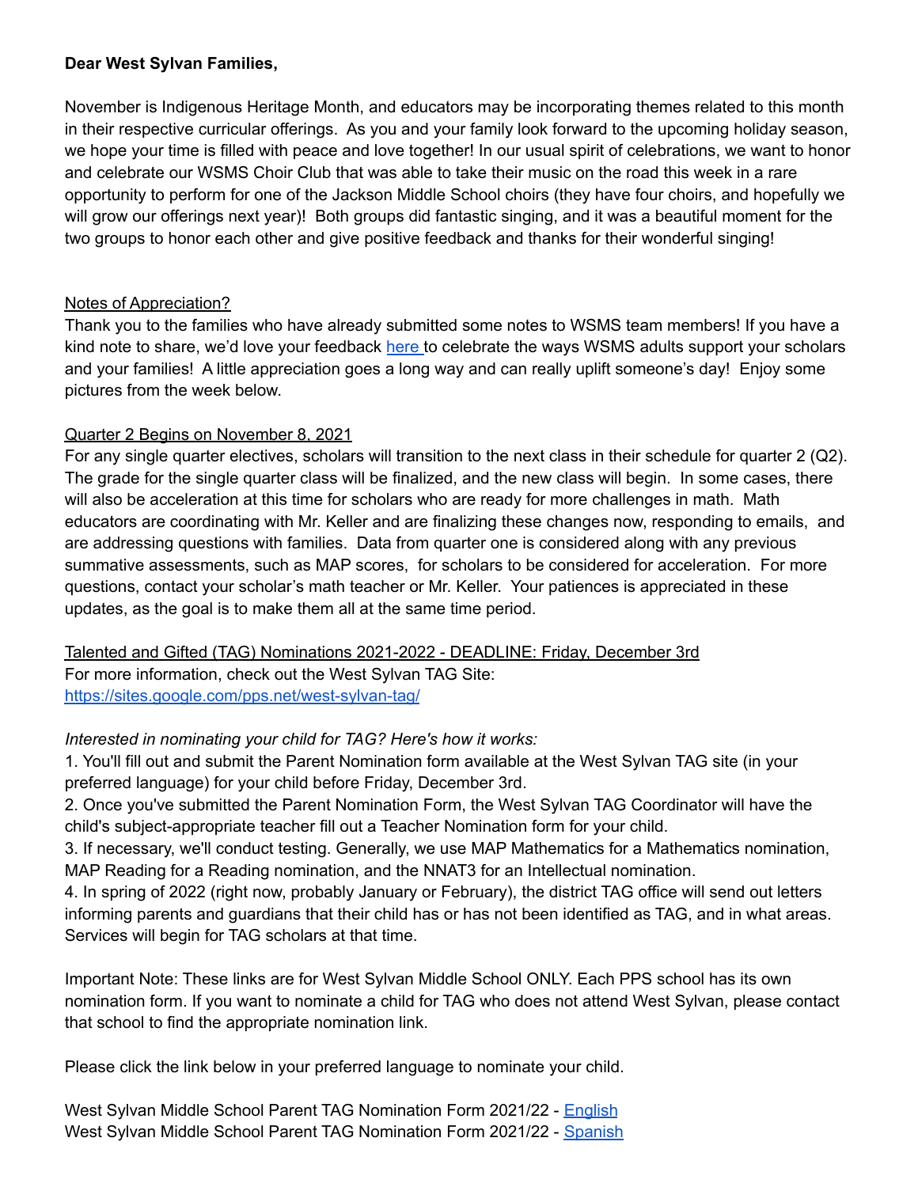**Dear West Sylvan Families,**

November is Indigenous Heritage Month, and educators may be incorporating themes related to this month in their respective curricular offerings. As you and your family look forward to the upcoming holiday season, we hope your time is filled with peace and love together! In our usual spirit of celebrations, we want to honor and celebrate our WSMS Choir Club that was able to take their music on the road this week in a rare opportunity to perform for one of the Jackson Middle School choirs (they have four choirs, and hopefully we will grow our offerings next year)! Both groups did fantastic singing, and it was a beautiful moment for the two groups to honor each other and give positive feedback and thanks for their wonderful singing!

Notes of Appreciation?

Thank you to the families who have already submitted some notes to WSMS team members! If you have a kind note to share, we'd love your feedback here to celebrate the ways WSMS adults support your scholars and your families! A little appreciation goes a long way and can really uplift someone's day! Enjoy some pictures from the week below.

Quarter 2 Begins on November 8, 2021

For any single quarter electives, scholars will transition to the next class in their schedule for quarter 2 (Q2). The grade for the single quarter class will be finalized, and the new class will begin. In some cases, there will also be acceleration at this time for scholars who are ready for more challenges in math. Math educators are coordinating with Mr. Keller and are finalizing these changes now, responding to emails, and are addressing questions with families. Data from quarter one is considered along with any previous summative assessments, such as MAP scores, for scholars to be considered for acceleration. For more questions, contact your scholar's math teacher or Mr. Keller. Your patiences is appreciated in these updates, as the goal is to make them all at the same time period.

Talented and Gifted (TAG) Nominations 2021-2022 - DEADLINE: Friday, December 3rd

For more information, check out the West Sylvan TAG Site:
https://sites.google.com/pps.net/west-sylvan-tag/

*Interested in nominating your child for TAG? Here's how it works:*

1. You'll fill out and submit the Parent Nomination form available at the West Sylvan TAG site (in your preferred language) for your child before Friday, December 3rd.
2. Once you've submitted the Parent Nomination Form, the West Sylvan TAG Coordinator will have the child's subject-appropriate teacher fill out a Teacher Nomination form for your child.
3. If necessary, we'll conduct testing. Generally, we use MAP Mathematics for a Mathematics nomination, MAP Reading for a Reading nomination, and the NNAT3 for an Intellectual nomination.
4. In spring of 2022 (right now, probably January or February), the district TAG office will send out letters informing parents and guardians that their child has or has not been identified as TAG, and in what areas. Services will begin for TAG scholars at that time.

Important Note: These links are for West Sylvan Middle School ONLY. Each PPS school has its own nomination form. If you want to nominate a child for TAG who does not attend West Sylvan, please contact that school to find the appropriate nomination link.

Please click the link below in your preferred language to nominate your child.

West Sylvan Middle School Parent TAG Nomination Form 2021/22 - English
West Sylvan Middle School Parent TAG Nomination Form 2021/22 - Spanish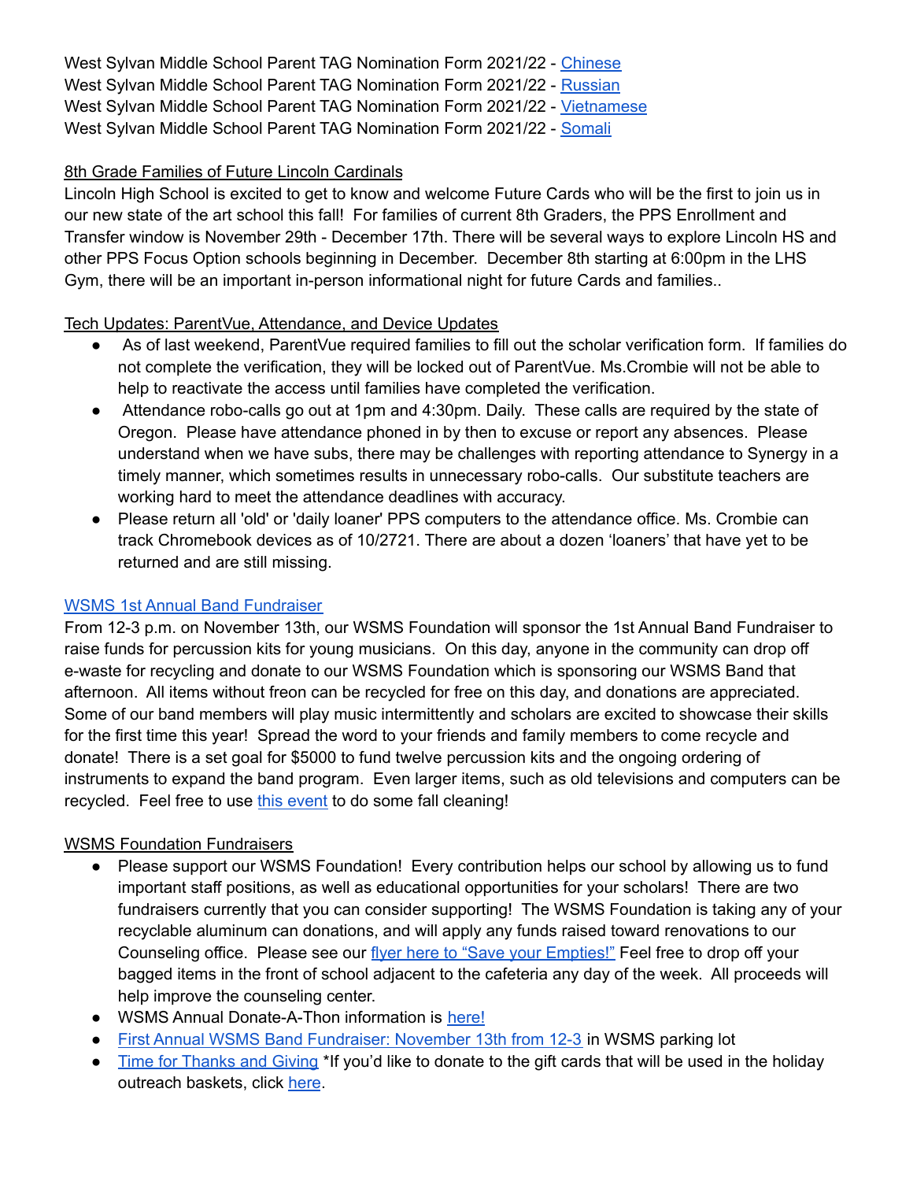West Sylvan Middle School Parent TAG Nomination Form 2021/22 - Chinese
West Sylvan Middle School Parent TAG Nomination Form 2021/22 - Russian
West Sylvan Middle School Parent TAG Nomination Form 2021/22 - Vietnamese
West Sylvan Middle School Parent TAG Nomination Form 2021/22 - Somali

8th Grade Families of Future Lincoln Cardinals

Lincoln High School is excited to get to know and welcome Future Cards who will be the first to join us in our new state of the art school this fall! For families of current 8th Graders, the PPS Enrollment and Transfer window is November 29th - December 17th. There will be several ways to explore Lincoln HS and other PPS Focus Option schools beginning in December. December 8th starting at 6:00pm in the LHS Gym, there will be an important in-person informational night for future Cards and families..

Tech Updates: ParentVue, Attendance, and Device Updates

- As of last weekend, ParentVue required families to fill out the scholar verification form. If families do not complete the verification, they will be locked out of ParentVue. Ms.Crombie will not be able to help to reactivate the access until families have completed the verification.
- Attendance robo-calls go out at 1pm and 4:30pm. Daily. These calls are required by the state of Oregon. Please have attendance phoned in by then to excuse or report any absences. Please understand when we have subs, there may be challenges with reporting attendance to Synergy in a timely manner, which sometimes results in unnecessary robo-calls. Our substitute teachers are working hard to meet the attendance deadlines with accuracy.
- Please return all 'old' or 'daily loaner' PPS computers to the attendance office. Ms. Crombie can track Chromebook devices as of 10/2721. There are about a dozen 'loaners' that have yet to be returned and are still missing.

WSMS 1st Annual Band Fundraiser

From 12-3 p.m. on November 13th, our WSMS Foundation will sponsor the 1st Annual Band Fundraiser to raise funds for percussion kits for young musicians. On this day, anyone in the community can drop off e-waste for recycling and donate to our WSMS Foundation which is sponsoring our WSMS Band that afternoon. All items without freon can be recycled for free on this day, and donations are appreciated. Some of our band members will play music intermittently and scholars are excited to showcase their skills for the first time this year! Spread the word to your friends and family members to come recycle and donate! There is a set goal for $5000 to fund twelve percussion kits and the ongoing ordering of instruments to expand the band program. Even larger items, such as old televisions and computers can be recycled. Feel free to use this event to do some fall cleaning!

WSMS Foundation Fundraisers

- Please support our WSMS Foundation! Every contribution helps our school by allowing us to fund important staff positions, as well as educational opportunities for your scholars! There are two fundraisers currently that you can consider supporting! The WSMS Foundation is taking any of your recyclable aluminum can donations, and will apply any funds raised toward renovations to our Counseling office. Please see our flyer here to "Save your Empties!" Feel free to drop off your bagged items in the front of school adjacent to the cafeteria any day of the week. All proceeds will help improve the counseling center.
- WSMS Annual Donate-A-Thon information is here!
- First Annual WSMS Band Fundraiser: November 13th from 12-3 in WSMS parking lot
- Time for Thanks and Giving *If you'd like to donate to the gift cards that will be used in the holiday outreach baskets, click here.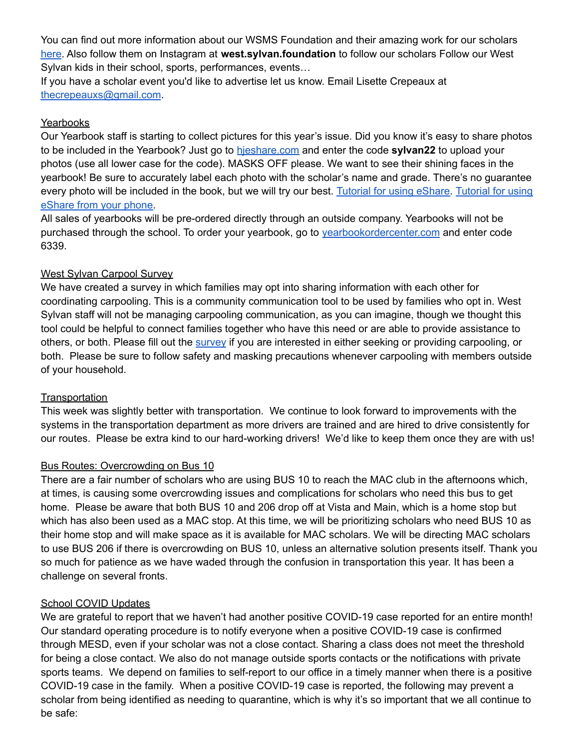You can find out more information about our WSMS Foundation and their amazing work for our scholars here. Also follow them on Instagram at **west.sylvan.foundation** to follow our scholars Follow our West Sylvan kids in their school, sports, performances, events…
If you have a scholar event you'd like to advertise let us know. Email Lisette Crepeaux at thecrepeauxs@gmail.com.

## Yearbooks

Our Yearbook staff is starting to collect pictures for this year's issue. Did you know it's easy to share photos to be included in the Yearbook? Just go to hjeshare.com and enter the code **sylvan22** to upload your photos (use all lower case for the code). MASKS OFF please. We want to see their shining faces in the yearbook! Be sure to accurately label each photo with the scholar's name and grade. There's no guarantee every photo will be included in the book, but we will try our best. Tutorial for using eShare. Tutorial for using eShare from your phone.
All sales of yearbooks will be pre-ordered directly through an outside company. Yearbooks will not be purchased through the school. To order your yearbook, go to yearbookordercenter.com and enter code 6339.

## West Sylvan Carpool Survey

We have created a survey in which families may opt into sharing information with each other for coordinating carpooling. This is a community communication tool to be used by families who opt in. West Sylvan staff will not be managing carpooling communication, as you can imagine, though we thought this tool could be helpful to connect families together who have this need or are able to provide assistance to others, or both. Please fill out the survey if you are interested in either seeking or providing carpooling, or both. Please be sure to follow safety and masking precautions whenever carpooling with members outside of your household.

## Transportation

This week was slightly better with transportation. We continue to look forward to improvements with the systems in the transportation department as more drivers are trained and are hired to drive consistently for our routes. Please be extra kind to our hard-working drivers! We'd like to keep them once they are with us!

## Bus Routes: Overcrowding on Bus 10

There are a fair number of scholars who are using BUS 10 to reach the MAC club in the afternoons which, at times, is causing some overcrowding issues and complications for scholars who need this bus to get home. Please be aware that both BUS 10 and 206 drop off at Vista and Main, which is a home stop but which has also been used as a MAC stop. At this time, we will be prioritizing scholars who need BUS 10 as their home stop and will make space as it is available for MAC scholars. We will be directing MAC scholars to use BUS 206 if there is overcrowding on BUS 10, unless an alternative solution presents itself. Thank you so much for patience as we have waded through the confusion in transportation this year. It has been a challenge on several fronts.

## School COVID Updates

We are grateful to report that we haven't had another positive COVID-19 case reported for an entire month! Our standard operating procedure is to notify everyone when a positive COVID-19 case is confirmed through MESD, even if your scholar was not a close contact. Sharing a class does not meet the threshold for being a close contact. We also do not manage outside sports contacts or the notifications with private sports teams. We depend on families to self-report to our office in a timely manner when there is a positive COVID-19 case in the family. When a positive COVID-19 case is reported, the following may prevent a scholar from being identified as needing to quarantine, which is why it's so important that we all continue to be safe: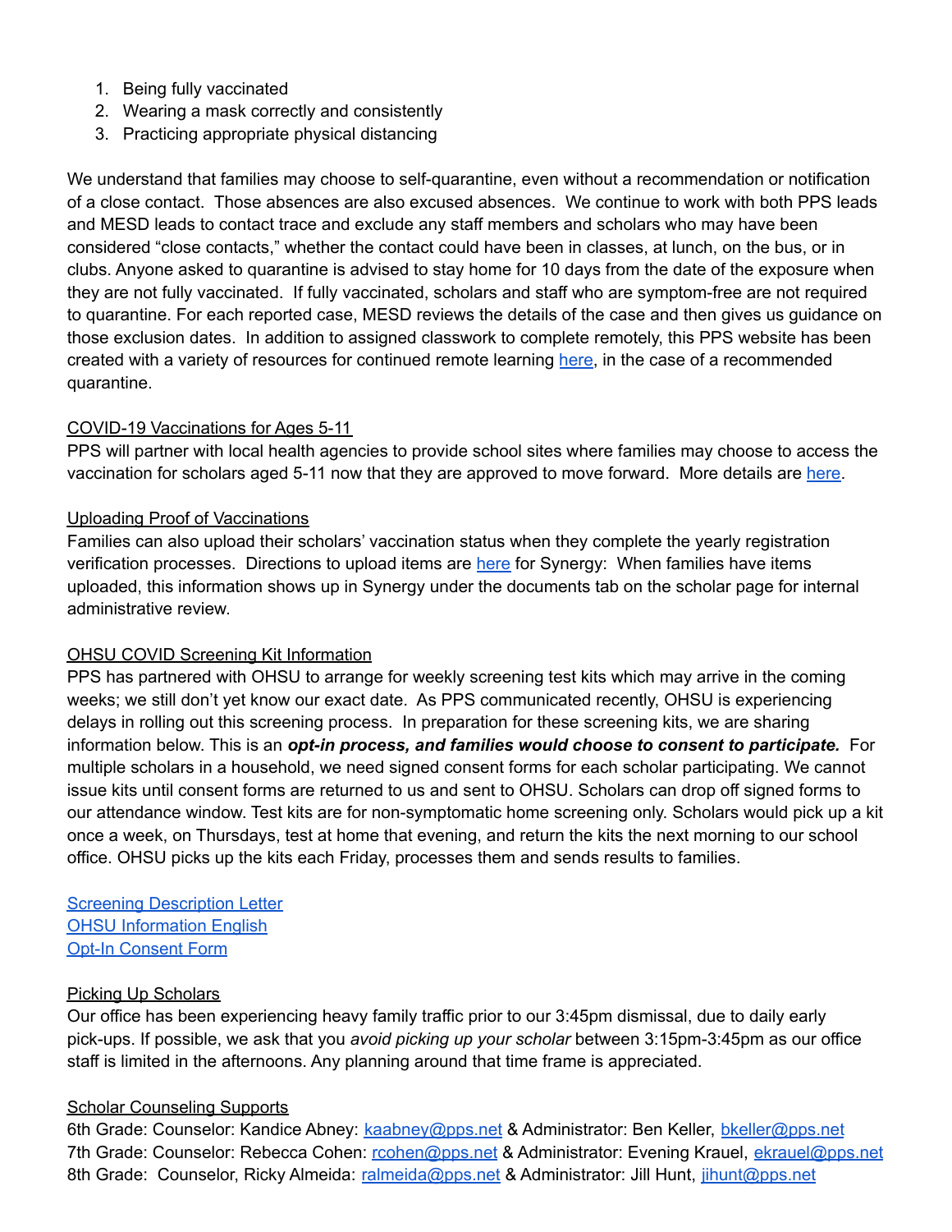1. Being fully vaccinated
2. Wearing a mask correctly and consistently
3. Practicing appropriate physical distancing

We understand that families may choose to self-quarantine, even without a recommendation or notification of a close contact. Those absences are also excused absences. We continue to work with both PPS leads and MESD leads to contact trace and exclude any staff members and scholars who may have been considered "close contacts," whether the contact could have been in classes, at lunch, on the bus, or in clubs. Anyone asked to quarantine is advised to stay home for 10 days from the date of the exposure when they are not fully vaccinated. If fully vaccinated, scholars and staff who are symptom-free are not required to quarantine. For each reported case, MESD reviews the details of the case and then gives us guidance on those exclusion dates. In addition to assigned classwork to complete remotely, this PPS website has been created with a variety of resources for continued remote learning here, in the case of a recommended quarantine.

COVID-19 Vaccinations for Ages 5-11

PPS will partner with local health agencies to provide school sites where families may choose to access the vaccination for scholars aged 5-11 now that they are approved to move forward. More details are here.

Uploading Proof of Vaccinations

Families can also upload their scholars' vaccination status when they complete the yearly registration verification processes. Directions to upload items are here for Synergy: When families have items uploaded, this information shows up in Synergy under the documents tab on the scholar page for internal administrative review.

OHSU COVID Screening Kit Information

PPS has partnered with OHSU to arrange for weekly screening test kits which may arrive in the coming weeks; we still don't yet know our exact date. As PPS communicated recently, OHSU is experiencing delays in rolling out this screening process. In preparation for these screening kits, we are sharing information below. This is an ***opt-in process, and families would choose to consent to participate.*** For multiple scholars in a household, we need signed consent forms for each scholar participating. We cannot issue kits until consent forms are returned to us and sent to OHSU. Scholars can drop off signed forms to our attendance window. Test kits are for non-symptomatic home screening only. Scholars would pick up a kit once a week, on Thursdays, test at home that evening, and return the kits the next morning to our school office. OHSU picks up the kits each Friday, processes them and sends results to families.

Screening Description Letter
OHSU Information English
Opt-In Consent Form

Picking Up Scholars

Our office has been experiencing heavy family traffic prior to our 3:45pm dismissal, due to daily early pick-ups. If possible, we ask that you *avoid picking up your scholar* between 3:15pm-3:45pm as our office staff is limited in the afternoons. Any planning around that time frame is appreciated.

Scholar Counseling Supports

6th Grade: Counselor: Kandice Abney: kaabney@pps.net & Administrator: Ben Keller, bkeller@pps.net
7th Grade: Counselor: Rebecca Cohen: rcohen@pps.net & Administrator: Evening Krauel, ekrauel@pps.net
8th Grade: Counselor, Ricky Almeida: ralmeida@pps.net & Administrator: Jill Hunt, jihunt@pps.net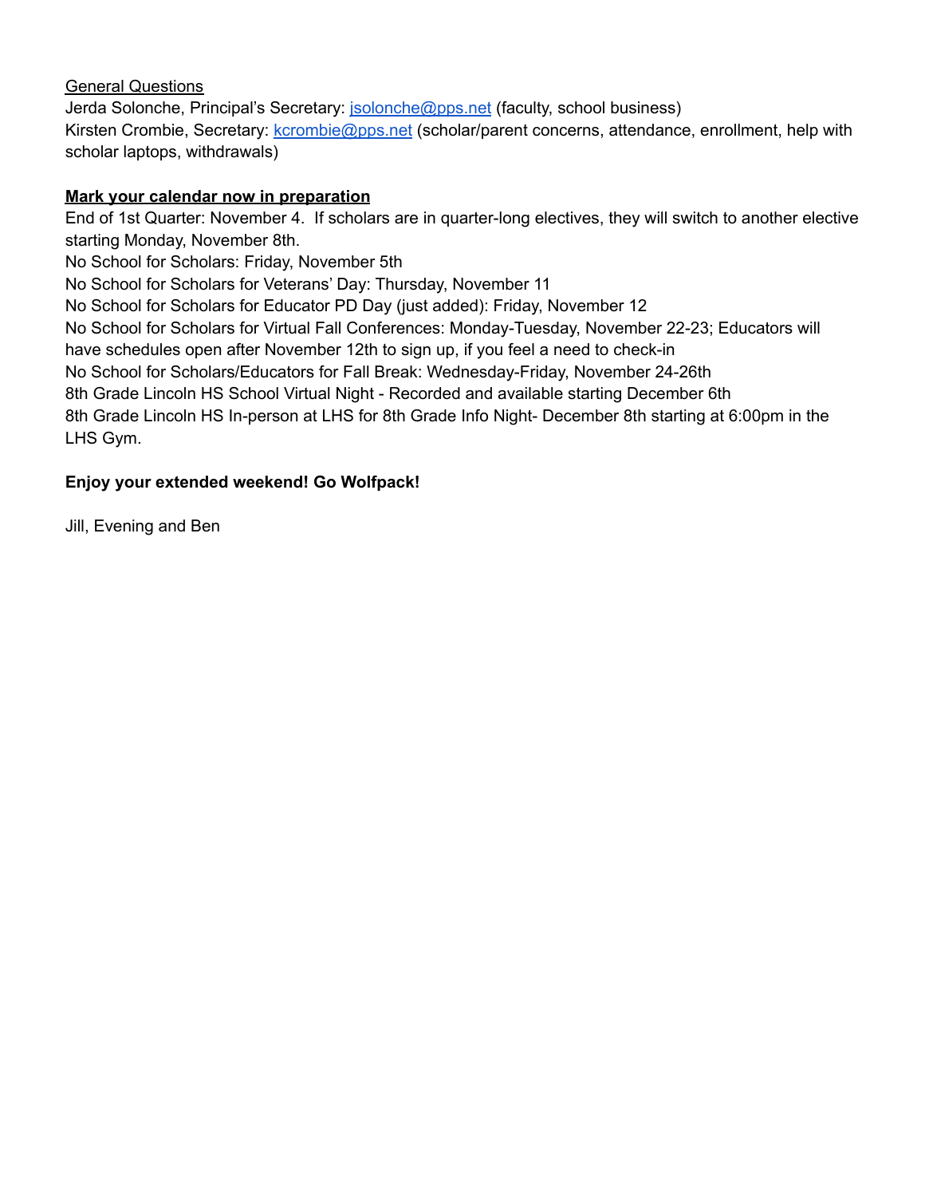<u>General Questions</u>
Jerda Solonche, Principal's Secretary: [jsolonche@pps.net](mailto:jsolonche@pps.net) (faculty, school business)
Kirsten Crombie, Secretary: [kcrombie@pps.net](mailto:kcrombie@pps.net) (scholar/parent concerns, attendance, enrollment, help with scholar laptops, withdrawals)

**<u>Mark your calendar now in preparation</u>**
End of 1st Quarter: November 4. If scholars are in quarter-long electives, they will switch to another elective starting Monday, November 8th.
No School for Scholars: Friday, November 5th
No School for Scholars for Veterans' Day: Thursday, November 11
No School for Scholars for Educator PD Day (just added): Friday, November 12
No School for Scholars for Virtual Fall Conferences: Monday-Tuesday, November 22-23; Educators will have schedules open after November 12th to sign up, if you feel a need to check-in
No School for Scholars/Educators for Fall Break: Wednesday-Friday, November 24-26th
8th Grade Lincoln HS School Virtual Night - Recorded and available starting December 6th
8th Grade Lincoln HS In-person at LHS for 8th Grade Info Night- December 8th starting at 6:00pm in the LHS Gym.

**Enjoy your extended weekend! Go Wolfpack!**

Jill, Evening and Ben